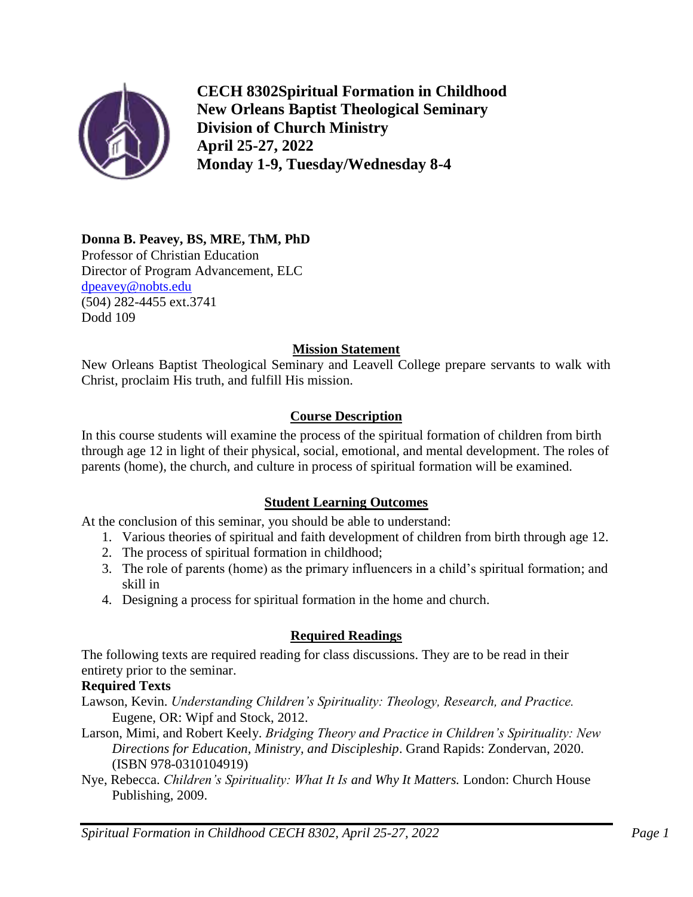**CECH 8302Spiritual Formation in Childhood**
**New Orleans Baptist Theological Seminary**
**Division of Church Ministry**
**April 25-27, 2022**
**Monday 1-9, Tuesday/Wednesday 8-4**

**Donna B. Peavey, BS, MRE, ThM, PhD**
Professor of Christian Education
Director of Program Advancement, ELC
dpeavey@nobts.edu
(504) 282-4455 ext.3741
Dodd 109

## Mission Statement

New Orleans Baptist Theological Seminary and Leavell College prepare servants to walk with Christ, proclaim His truth, and fulfill His mission.

## Course Description

In this course students will examine the process of the spiritual formation of children from birth through age 12 in light of their physical, social, emotional, and mental development. The roles of parents (home), the church, and culture in process of spiritual formation will be examined.

## Student Learning Outcomes

At the conclusion of this seminar, you should be able to understand:

1. Various theories of spiritual and faith development of children from birth through age 12.
2. The process of spiritual formation in childhood;
3. The role of parents (home) as the primary influencers in a child's spiritual formation; and skill in
4. Designing a process for spiritual formation in the home and church.

## Required Readings

The following texts are required reading for class discussions. They are to be read in their entirety prior to the seminar.

**Required Texts**

Lawson, Kevin. *Understanding Children's Spirituality: Theology, Research, and Practice.* Eugene, OR: Wipf and Stock, 2012.

Larson, Mimi, and Robert Keely. *Bridging Theory and Practice in Children's Spirituality: New Directions for Education, Ministry, and Discipleship*. Grand Rapids: Zondervan, 2020. (ISBN 978-0310104919)

Nye, Rebecca. *Children's Spirituality: What It Is and Why It Matters.* London: Church House Publishing, 2009.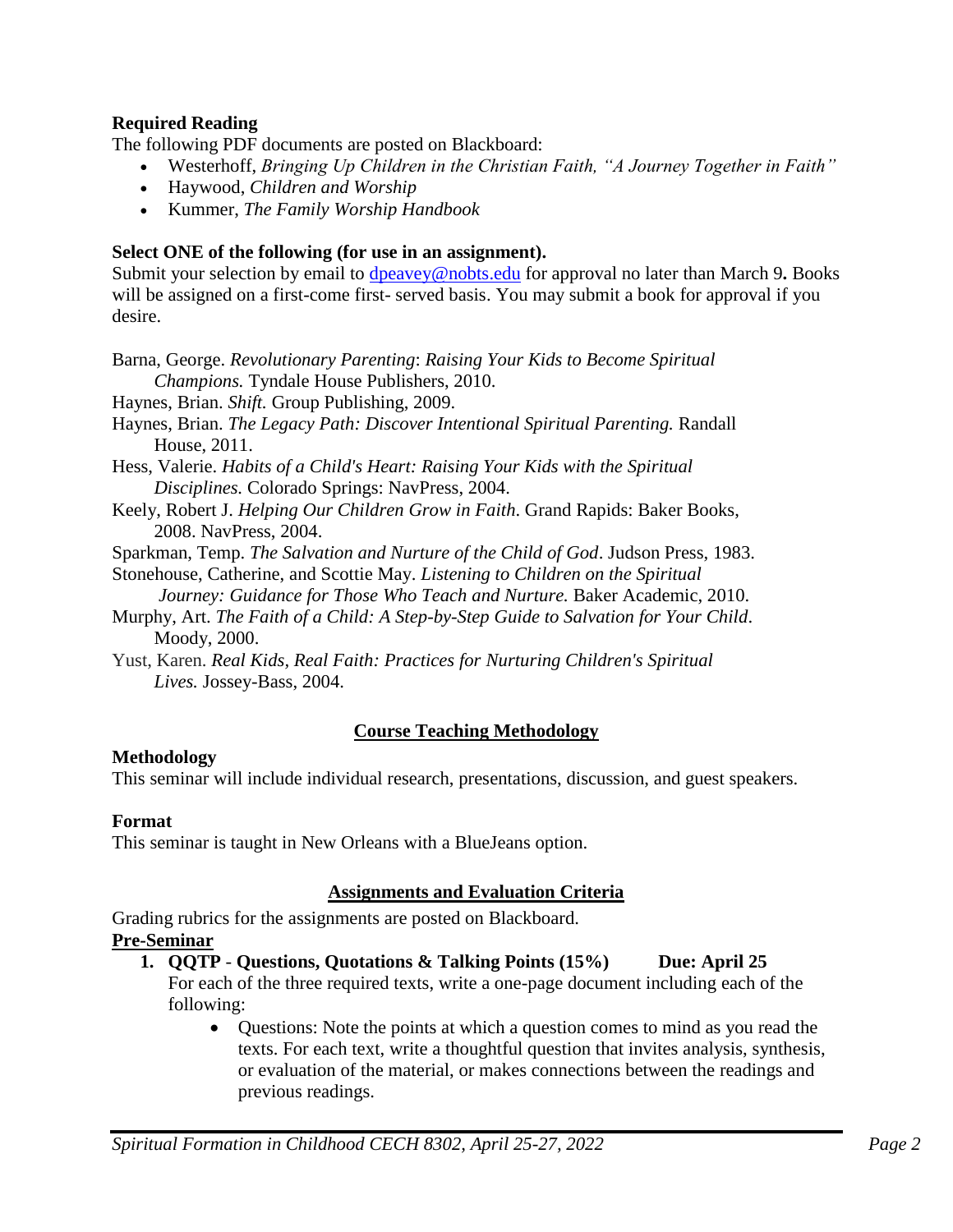**Required Reading**

The following PDF documents are posted on Blackboard:

- Westerhoff, *Bringing Up Children in the Christian Faith, "A Journey Together in Faith"*
- Haywood, *Children and Worship*
- Kummer, *The Family Worship Handbook*

**Select ONE of the following (for use in an assignment).**

Submit your selection by email to dpeavey@nobts.edu for approval no later than March 9**.** Books will be assigned on a first-come first- served basis. You may submit a book for approval if you desire.

Barna, George. *Revolutionary Parenting*: *Raising Your Kids to Become Spiritual Champions.* Tyndale House Publishers, 2010.

Haynes, Brian. *Shift.* Group Publishing, 2009.

Haynes, Brian. *The Legacy Path: Discover Intentional Spiritual Parenting.* Randall House, 2011.

Hess, Valerie. *Habits of a Child's Heart: Raising Your Kids with the Spiritual Disciplines.* Colorado Springs: NavPress, 2004.

Keely, Robert J. *Helping Our Children Grow in Faith*. Grand Rapids: Baker Books, 2008. NavPress, 2004.

Sparkman, Temp. *The Salvation and Nurture of the Child of God*. Judson Press, 1983.

Stonehouse, Catherine, and Scottie May. *Listening to Children on the Spiritual Journey: Guidance for Those Who Teach and Nurture.* Baker Academic, 2010.

Murphy, Art. *The Faith of a Child: A Step-by-Step Guide to Salvation for Your Child*. Moody, 2000.

Yust, Karen. *Real Kids, Real Faith: Practices for Nurturing Children's Spiritual Lives.* Jossey-Bass, 2004.

## Course Teaching Methodology

**Methodology**

This seminar will include individual research, presentations, discussion, and guest speakers.

**Format**

This seminar is taught in New Orleans with a BlueJeans option.

## Assignments and Evaluation Criteria

Grading rubrics for the assignments are posted on Blackboard.

**Pre-Seminar**

1. **QQTP - Questions, Quotations & Talking Points (15%)   Due: April 25**
   For each of the three required texts, write a one-page document including each of the following:
   - Questions: Note the points at which a question comes to mind as you read the texts. For each text, write a thoughtful question that invites analysis, synthesis, or evaluation of the material, or makes connections between the readings and previous readings.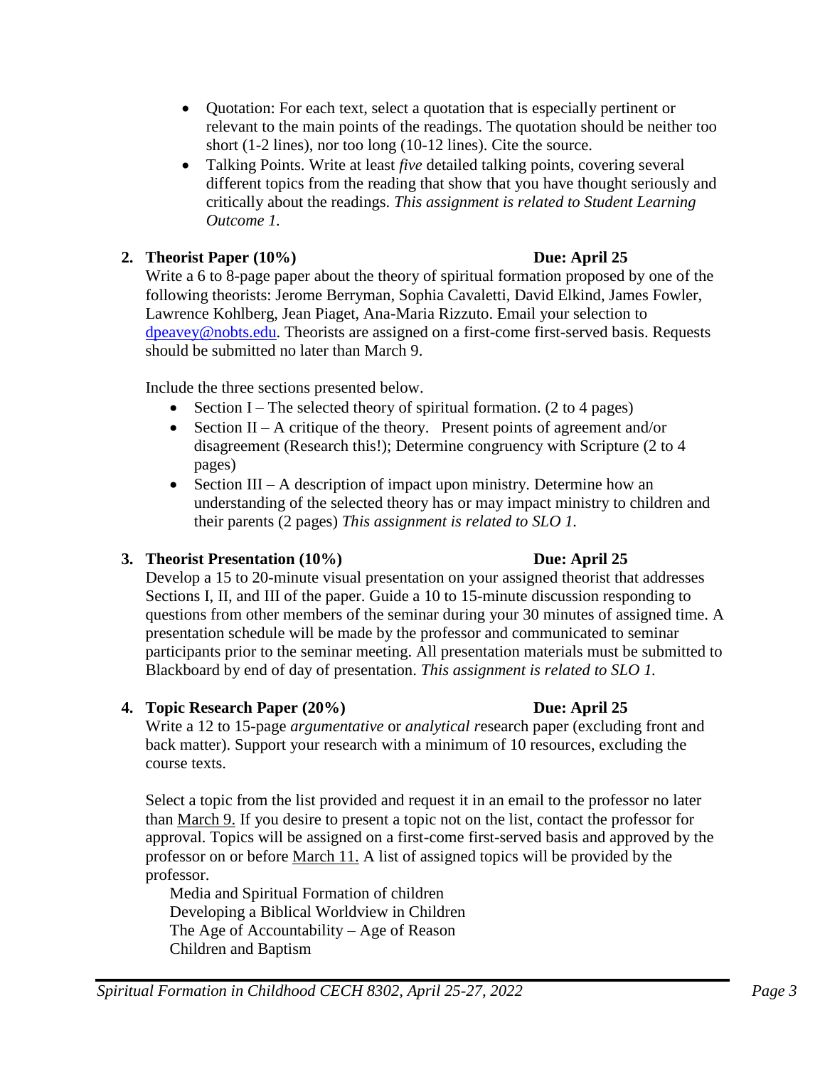- Quotation: For each text, select a quotation that is especially pertinent or relevant to the main points of the readings. The quotation should be neither too short (1-2 lines), nor too long (10-12 lines). Cite the source.
- Talking Points. Write at least *five* detailed talking points, covering several different topics from the reading that show that you have thought seriously and critically about the readings. *This assignment is related to Student Learning Outcome 1.*

2. **Theorist Paper (10%) Due: April 25**

   Write a 6 to 8-page paper about the theory of spiritual formation proposed by one of the following theorists: Jerome Berryman, Sophia Cavaletti, David Elkind, James Fowler, Lawrence Kohlberg, Jean Piaget, Ana-Maria Rizzuto. Email your selection to dpeavey@nobts.edu. Theorists are assigned on a first-come first-served basis. Requests should be submitted no later than March 9.

   Include the three sections presented below.

   - Section I – The selected theory of spiritual formation. (2 to 4 pages)
   - Section II – A critique of the theory. Present points of agreement and/or disagreement (Research this!); Determine congruency with Scripture (2 to 4 pages)
   - Section III – A description of impact upon ministry. Determine how an understanding of the selected theory has or may impact ministry to children and their parents (2 pages) *This assignment is related to SLO 1.*

3. **Theorist Presentation (10%) Due: April 25**

   Develop a 15 to 20-minute visual presentation on your assigned theorist that addresses Sections I, II, and III of the paper. Guide a 10 to 15-minute discussion responding to questions from other members of the seminar during your 30 minutes of assigned time. A presentation schedule will be made by the professor and communicated to seminar participants prior to the seminar meeting. All presentation materials must be submitted to Blackboard by end of day of presentation. *This assignment is related to SLO 1.*

4. **Topic Research Paper (20%) Due: April 25**

   Write a 12 to 15-page *argumentative* or *analytical r*esearch paper (excluding front and back matter). Support your research with a minimum of 10 resources, excluding the course texts.

   Select a topic from the list provided and request it in an email to the professor no later than March 9. If you desire to present a topic not on the list, contact the professor for approval. Topics will be assigned on a first-come first-served basis and approved by the professor on or before March 11. A list of assigned topics will be provided by the professor.

   Media and Spiritual Formation of children
   Developing a Biblical Worldview in Children
   The Age of Accountability – Age of Reason
   Children and Baptism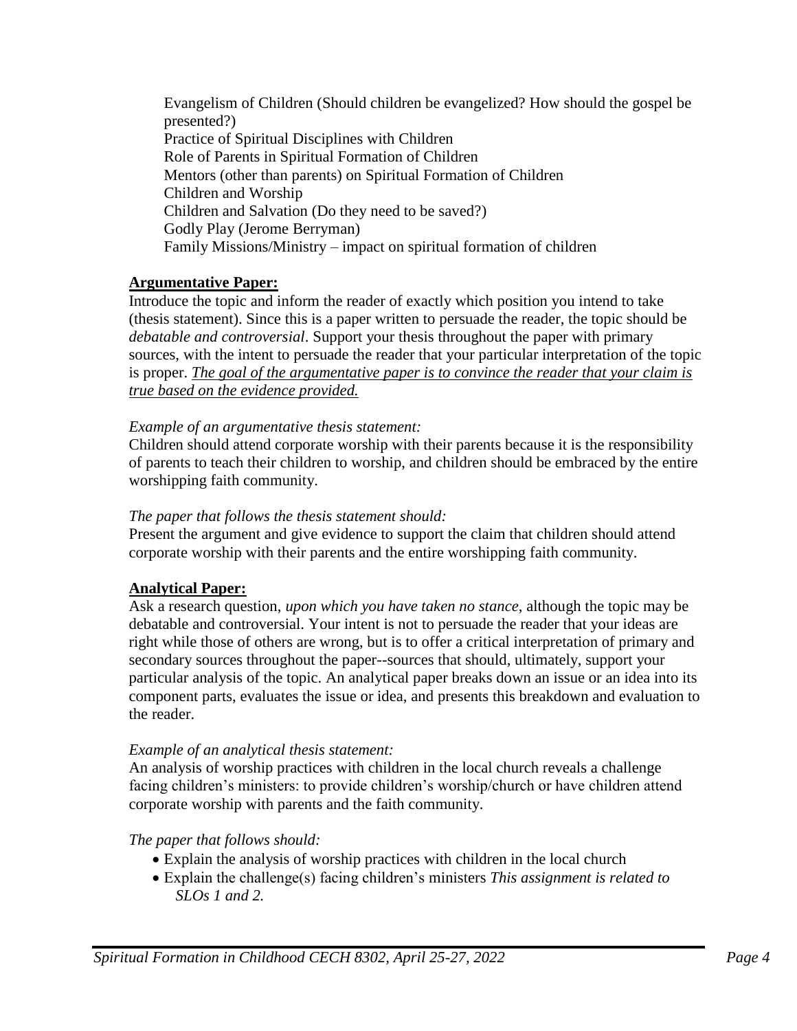Evangelism of Children (Should children be evangelized? How should the gospel be presented?)
Practice of Spiritual Disciplines with Children
Role of Parents in Spiritual Formation of Children
Mentors (other than parents) on Spiritual Formation of Children
Children and Worship
Children and Salvation (Do they need to be saved?)
Godly Play (Jerome Berryman)
Family Missions/Ministry – impact on spiritual formation of children

**Argumentative Paper:**

Introduce the topic and inform the reader of exactly which position you intend to take (thesis statement). Since this is a paper written to persuade the reader, the topic should be *debatable and controversial*. Support your thesis throughout the paper with primary sources, with the intent to persuade the reader that your particular interpretation of the topic is proper. ***The goal of the argumentative paper is to convince the reader that your claim is true based on the evidence provided.***

*Example of an argumentative thesis statement:*

Children should attend corporate worship with their parents because it is the responsibility of parents to teach their children to worship, and children should be embraced by the entire worshipping faith community.

*The paper that follows the thesis statement should:*

Present the argument and give evidence to support the claim that children should attend corporate worship with their parents and the entire worshipping faith community.

**Analytical Paper:**

Ask a research question, *upon which you have taken no stance*, although the topic may be debatable and controversial. Your intent is not to persuade the reader that your ideas are right while those of others are wrong, but is to offer a critical interpretation of primary and secondary sources throughout the paper--sources that should, ultimately, support your particular analysis of the topic. An analytical paper breaks down an issue or an idea into its component parts, evaluates the issue or idea, and presents this breakdown and evaluation to the reader.

*Example of an analytical thesis statement:*

An analysis of worship practices with children in the local church reveals a challenge facing children's ministers: to provide children's worship/church or have children attend corporate worship with parents and the faith community.

*The paper that follows should:*

- Explain the analysis of worship practices with children in the local church
- Explain the challenge(s) facing children's ministers *This assignment is related to SLOs 1 and 2.*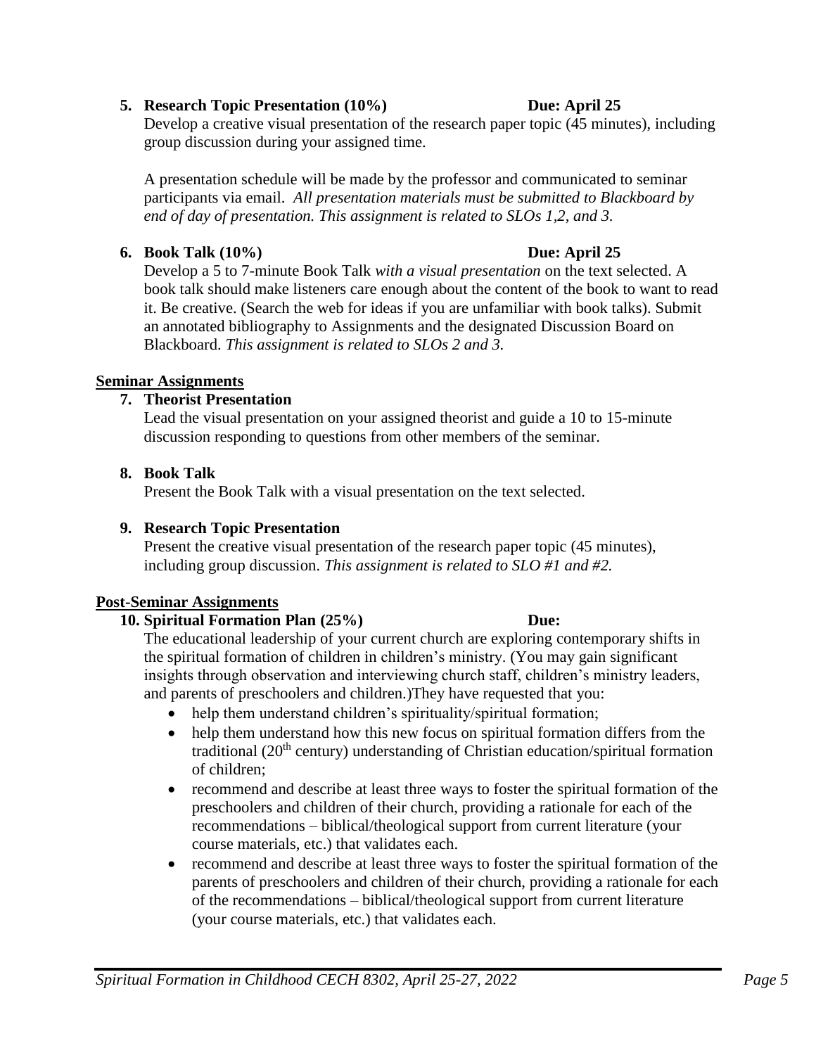5. **Research Topic Presentation (10%) Due: April 25**

   Develop a creative visual presentation of the research paper topic (45 minutes), including group discussion during your assigned time.

   A presentation schedule will be made by the professor and communicated to seminar participants via email. *All presentation materials must be submitted to Blackboard by end of day of presentation. This assignment is related to SLOs 1,2, and 3.*

6. **Book Talk (10%) Due: April 25**

   Develop a 5 to 7-minute Book Talk *with a visual presentation* on the text selected. A book talk should make listeners care enough about the content of the book to want to read it. Be creative. (Search the web for ideas if you are unfamiliar with book talks). Submit an annotated bibliography to Assignments and the designated Discussion Board on Blackboard. *This assignment is related to SLOs 2 and 3.*

**Seminar Assignments**

7. **Theorist Presentation**

   Lead the visual presentation on your assigned theorist and guide a 10 to 15-minute discussion responding to questions from other members of the seminar.

8. **Book Talk**

   Present the Book Talk with a visual presentation on the text selected.

9. **Research Topic Presentation**

   Present the creative visual presentation of the research paper topic (45 minutes), including group discussion. *This assignment is related to SLO #1 and #2.*

**Post-Seminar Assignments**

10. **Spiritual Formation Plan (25%) Due:**

    The educational leadership of your current church are exploring contemporary shifts in the spiritual formation of children in children's ministry. (You may gain significant insights through observation and interviewing church staff, children's ministry leaders, and parents of preschoolers and children.)They have requested that you:

    - help them understand children's spirituality/spiritual formation;
    - help them understand how this new focus on spiritual formation differs from the traditional (20th century) understanding of Christian education/spiritual formation of children;
    - recommend and describe at least three ways to foster the spiritual formation of the preschoolers and children of their church, providing a rationale for each of the recommendations – biblical/theological support from current literature (your course materials, etc.) that validates each.
    - recommend and describe at least three ways to foster the spiritual formation of the parents of preschoolers and children of their church, providing a rationale for each of the recommendations – biblical/theological support from current literature (your course materials, etc.) that validates each.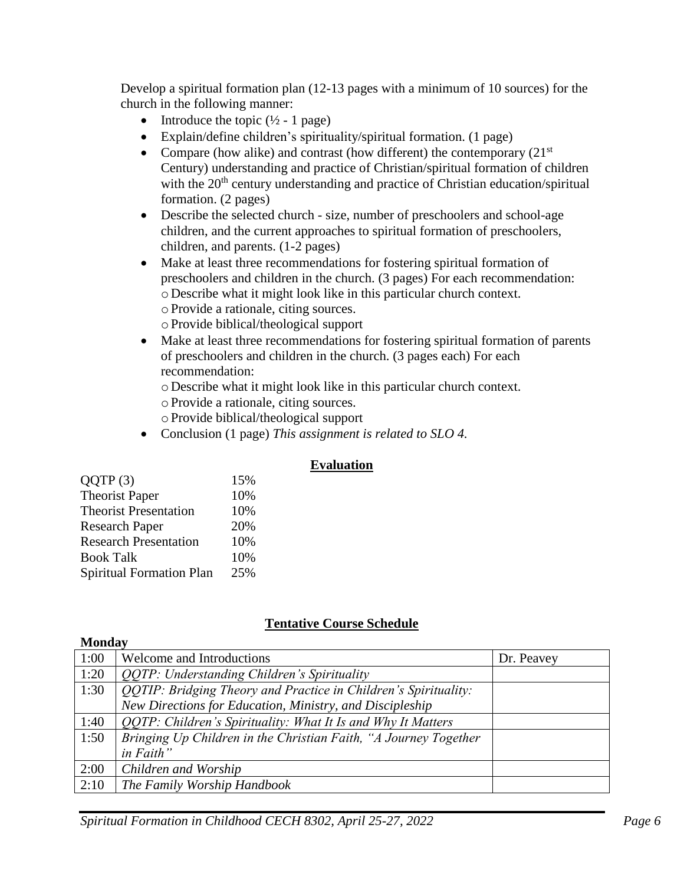Develop a spiritual formation plan (12-13 pages with a minimum of 10 sources) for the church in the following manner:

- Introduce the topic (½ - 1 page)
- Explain/define children's spirituality/spiritual formation. (1 page)
- Compare (how alike) and contrast (how different) the contemporary (21st Century) understanding and practice of Christian/spiritual formation of children with the 20th century understanding and practice of Christian education/spiritual formation. (2 pages)
- Describe the selected church - size, number of preschoolers and school-age children, and the current approaches to spiritual formation of preschoolers, children, and parents. (1-2 pages)
- Make at least three recommendations for fostering spiritual formation of preschoolers and children in the church. (3 pages) For each recommendation:
  - Describe what it might look like in this particular church context.
  - Provide a rationale, citing sources.
  - Provide biblical/theological support
- Make at least three recommendations for fostering spiritual formation of parents of preschoolers and children in the church. (3 pages each) For each recommendation:
  - Describe what it might look like in this particular church context.
  - Provide a rationale, citing sources.
  - Provide biblical/theological support
- Conclusion (1 page) *This assignment is related to SLO 4.*

## Evaluation

| | |
|---|---|
| QQTP (3) | 15% |
| Theorist Paper | 10% |
| Theorist Presentation | 10% |
| Research Paper | 20% |
| Research Presentation | 10% |
| Book Talk | 10% |
| Spiritual Formation Plan | 25% |

## Tentative Course Schedule

**Monday**

| | | |
|---|---|---|
| 1:00 | Welcome and Introductions | Dr. Peavey |
| 1:20 | *QQTP: Understanding Children's Spirituality* | |
| 1:30 | *QQTIP: Bridging Theory and Practice in Children's Spirituality: New Directions for Education, Ministry, and Discipleship* | |
| 1:40 | *QQTP: Children's Spirituality: What It Is and Why It Matters* | |
| 1:50 | *Bringing Up Children in the Christian Faith, "A Journey Together in Faith"* | |
| 2:00 | *Children and Worship* | |
| 2:10 | *The Family Worship Handbook* | |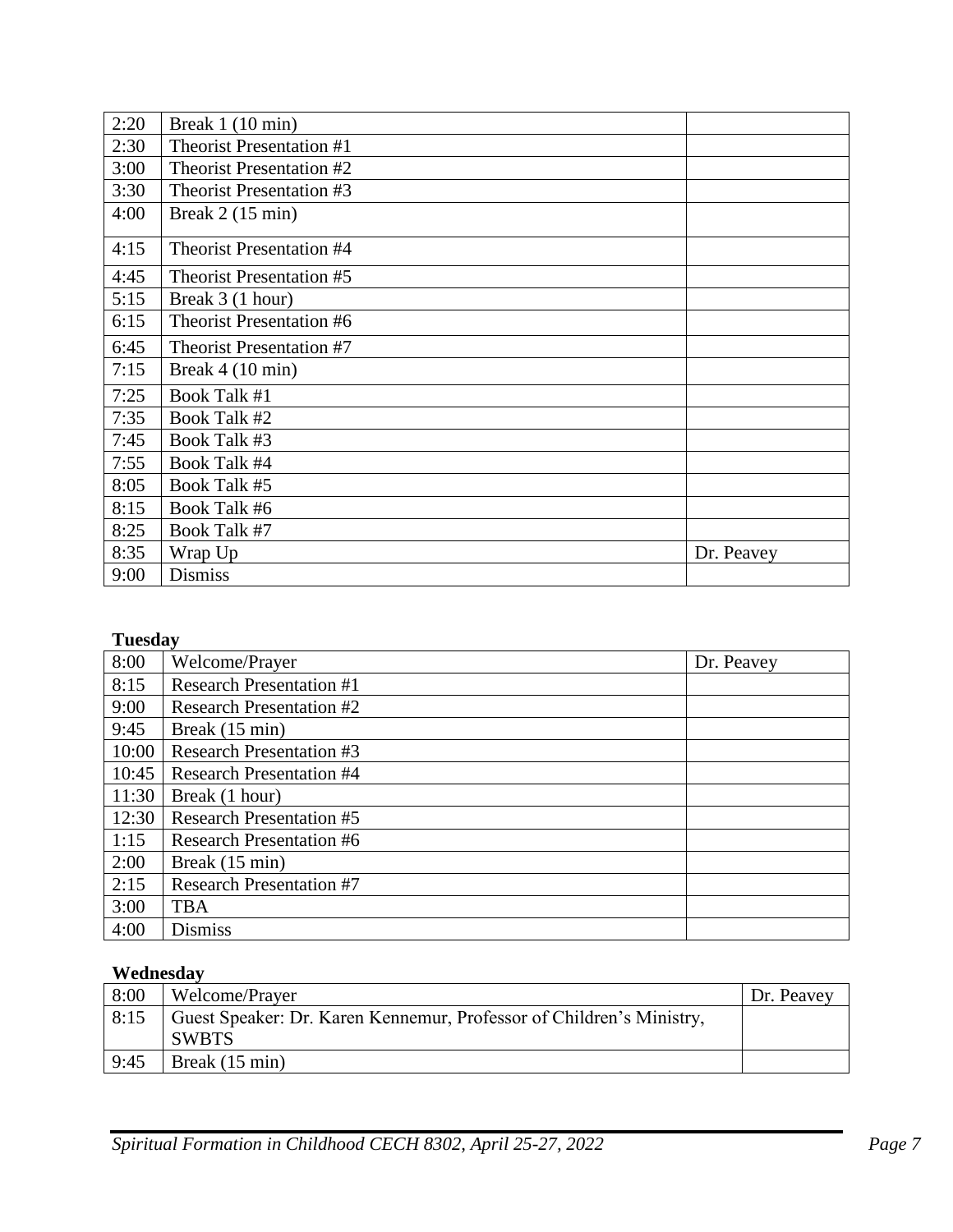| | | |
|---|---|---|
| 2:20 | Break 1 (10 min) | |
| 2:30 | Theorist Presentation #1 | |
| 3:00 | Theorist Presentation #2 | |
| 3:30 | Theorist Presentation #3 | |
| 4:00 | Break 2 (15 min) | |
| 4:15 | Theorist Presentation #4 | |
| 4:45 | Theorist Presentation #5 | |
| 5:15 | Break 3 (1 hour) | |
| 6:15 | Theorist Presentation #6 | |
| 6:45 | Theorist Presentation #7 | |
| 7:15 | Break 4 (10 min) | |
| 7:25 | Book Talk #1 | |
| 7:35 | Book Talk #2 | |
| 7:45 | Book Talk #3 | |
| 7:55 | Book Talk #4 | |
| 8:05 | Book Talk #5 | |
| 8:15 | Book Talk #6 | |
| 8:25 | Book Talk #7 | |
| 8:35 | Wrap Up | Dr. Peavey |
| 9:00 | Dismiss | |

**Tuesday**

| | | |
|---|---|---|
| 8:00 | Welcome/Prayer | Dr. Peavey |
| 8:15 | Research Presentation #1 | |
| 9:00 | Research Presentation #2 | |
| 9:45 | Break (15 min) | |
| 10:00 | Research Presentation #3 | |
| 10:45 | Research Presentation #4 | |
| 11:30 | Break (1 hour) | |
| 12:30 | Research Presentation #5 | |
| 1:15 | Research Presentation #6 | |
| 2:00 | Break (15 min) | |
| 2:15 | Research Presentation #7 | |
| 3:00 | TBA | |
| 4:00 | Dismiss | |

**Wednesday**

| | | |
|---|---|---|
| 8:00 | Welcome/Prayer | Dr. Peavey |
| 8:15 | Guest Speaker: Dr. Karen Kennemur, Professor of Children's Ministry, SWBTS | |
| 9:45 | Break (15 min) | |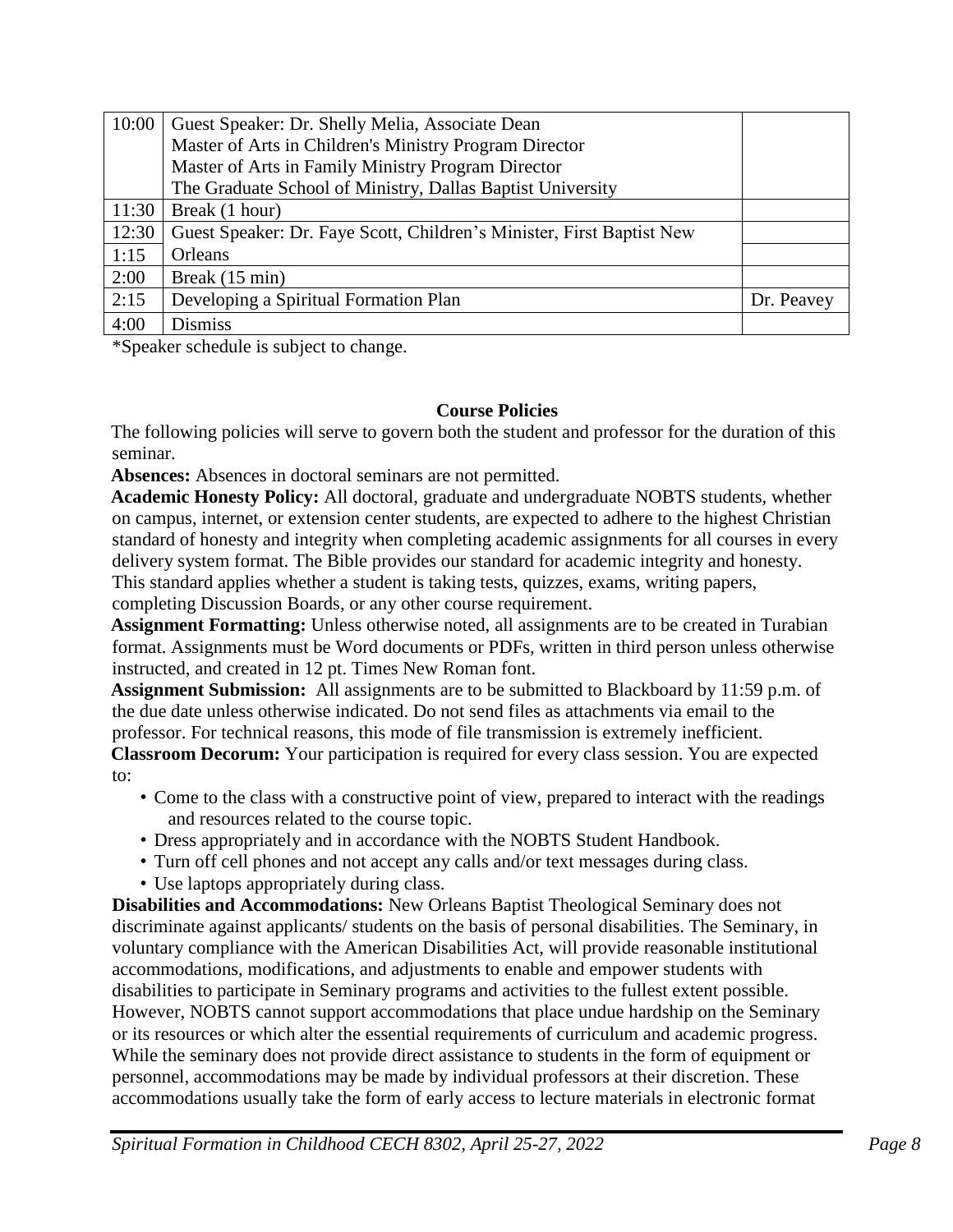| | | |
|---|---|---|
| 10:00 | Guest Speaker: Dr. Shelly Melia, Associate Dean<br>Master of Arts in Children's Ministry Program Director<br>Master of Arts in Family Ministry Program Director<br>The Graduate School of Ministry, Dallas Baptist University | |
| 11:30 | Break (1 hour) | |
| 12:30 | Guest Speaker: Dr. Faye Scott, Children's Minister, First Baptist New | |
| 1:15 | Orleans | |
| 2:00 | Break (15 min) | |
| 2:15 | Developing a Spiritual Formation Plan | Dr. Peavey |
| 4:00 | Dismiss | |

*Speaker schedule is subject to change.

## Course Policies

The following policies will serve to govern both the student and professor for the duration of this seminar.

**Absences:** Absences in doctoral seminars are not permitted.

**Academic Honesty Policy:** All doctoral, graduate and undergraduate NOBTS students, whether on campus, internet, or extension center students, are expected to adhere to the highest Christian standard of honesty and integrity when completing academic assignments for all courses in every delivery system format. The Bible provides our standard for academic integrity and honesty. This standard applies whether a student is taking tests, quizzes, exams, writing papers, completing Discussion Boards, or any other course requirement.

**Assignment Formatting:** Unless otherwise noted, all assignments are to be created in Turabian format. Assignments must be Word documents or PDFs, written in third person unless otherwise instructed, and created in 12 pt. Times New Roman font.

**Assignment Submission:** All assignments are to be submitted to Blackboard by 11:59 p.m. of the due date unless otherwise indicated. Do not send files as attachments via email to the professor. For technical reasons, this mode of file transmission is extremely inefficient.

**Classroom Decorum:** Your participation is required for every class session. You are expected to:

- Come to the class with a constructive point of view, prepared to interact with the readings and resources related to the course topic.
- Dress appropriately and in accordance with the NOBTS Student Handbook.
- Turn off cell phones and not accept any calls and/or text messages during class.
- Use laptops appropriately during class.

**Disabilities and Accommodations:** New Orleans Baptist Theological Seminary does not discriminate against applicants/ students on the basis of personal disabilities. The Seminary, in voluntary compliance with the American Disabilities Act, will provide reasonable institutional accommodations, modifications, and adjustments to enable and empower students with disabilities to participate in Seminary programs and activities to the fullest extent possible. However, NOBTS cannot support accommodations that place undue hardship on the Seminary or its resources or which alter the essential requirements of curriculum and academic progress. While the seminary does not provide direct assistance to students in the form of equipment or personnel, accommodations may be made by individual professors at their discretion. These accommodations usually take the form of early access to lecture materials in electronic format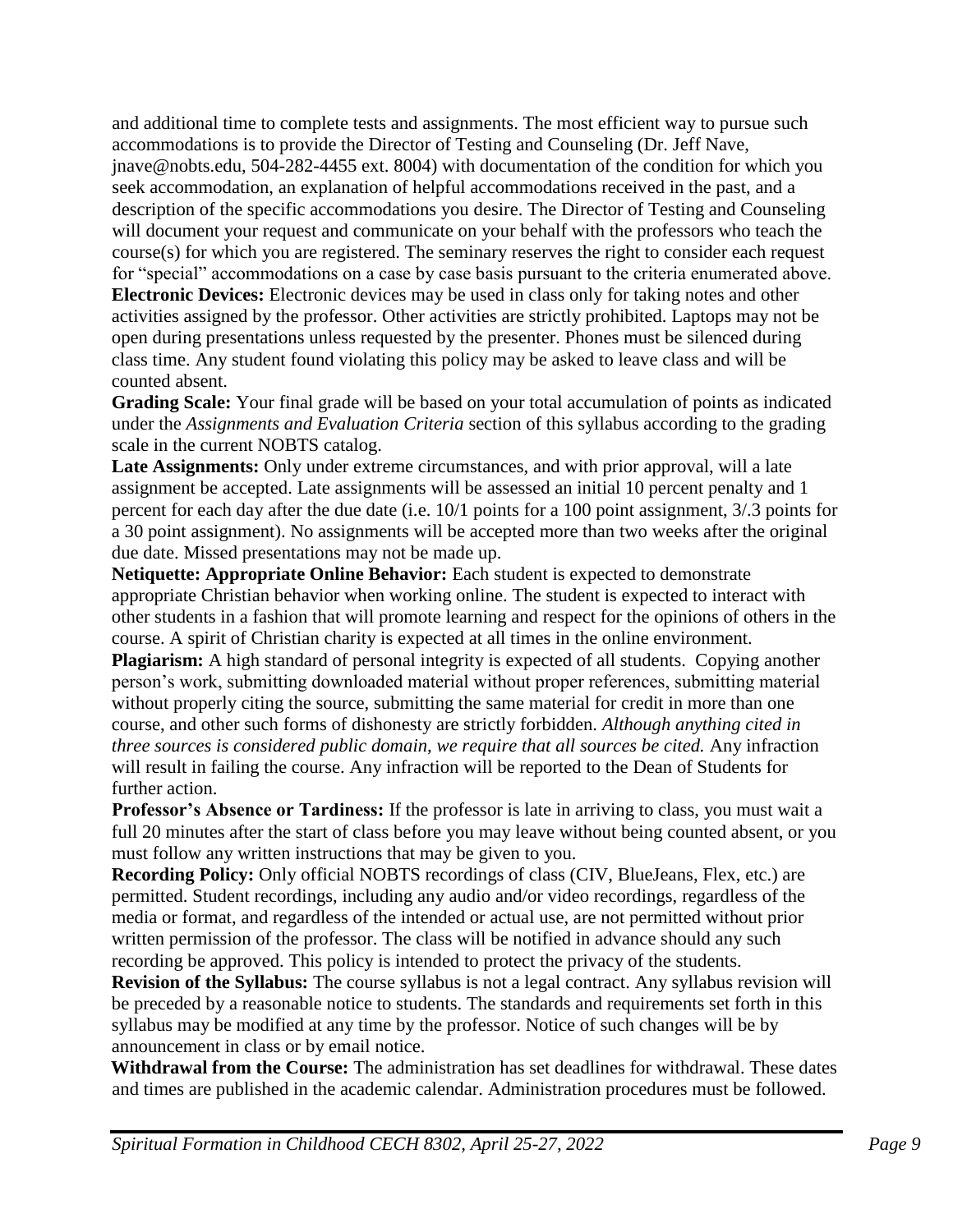and additional time to complete tests and assignments. The most efficient way to pursue such accommodations is to provide the Director of Testing and Counseling (Dr. Jeff Nave, jnave@nobts.edu, 504-282-4455 ext. 8004) with documentation of the condition for which you seek accommodation, an explanation of helpful accommodations received in the past, and a description of the specific accommodations you desire. The Director of Testing and Counseling will document your request and communicate on your behalf with the professors who teach the course(s) for which you are registered. The seminary reserves the right to consider each request for "special" accommodations on a case by case basis pursuant to the criteria enumerated above.

**Electronic Devices:** Electronic devices may be used in class only for taking notes and other activities assigned by the professor. Other activities are strictly prohibited. Laptops may not be open during presentations unless requested by the presenter. Phones must be silenced during class time. Any student found violating this policy may be asked to leave class and will be counted absent.

**Grading Scale:** Your final grade will be based on your total accumulation of points as indicated under the *Assignments and Evaluation Criteria* section of this syllabus according to the grading scale in the current NOBTS catalog.

**Late Assignments:** Only under extreme circumstances, and with prior approval, will a late assignment be accepted. Late assignments will be assessed an initial 10 percent penalty and 1 percent for each day after the due date (i.e. 10/1 points for a 100 point assignment, 3/.3 points for a 30 point assignment). No assignments will be accepted more than two weeks after the original due date. Missed presentations may not be made up.

**Netiquette: Appropriate Online Behavior:** Each student is expected to demonstrate appropriate Christian behavior when working online. The student is expected to interact with other students in a fashion that will promote learning and respect for the opinions of others in the course. A spirit of Christian charity is expected at all times in the online environment.

**Plagiarism:** A high standard of personal integrity is expected of all students. Copying another person's work, submitting downloaded material without proper references, submitting material without properly citing the source, submitting the same material for credit in more than one course, and other such forms of dishonesty are strictly forbidden. *Although anything cited in three sources is considered public domain, we require that all sources be cited.* Any infraction will result in failing the course. Any infraction will be reported to the Dean of Students for further action.

**Professor's Absence or Tardiness:** If the professor is late in arriving to class, you must wait a full 20 minutes after the start of class before you may leave without being counted absent, or you must follow any written instructions that may be given to you.

**Recording Policy:** Only official NOBTS recordings of class (CIV, BlueJeans, Flex, etc.) are permitted. Student recordings, including any audio and/or video recordings, regardless of the media or format, and regardless of the intended or actual use, are not permitted without prior written permission of the professor. The class will be notified in advance should any such recording be approved. This policy is intended to protect the privacy of the students.

**Revision of the Syllabus:** The course syllabus is not a legal contract. Any syllabus revision will be preceded by a reasonable notice to students. The standards and requirements set forth in this syllabus may be modified at any time by the professor. Notice of such changes will be by announcement in class or by email notice.

**Withdrawal from the Course:** The administration has set deadlines for withdrawal. These dates and times are published in the academic calendar. Administration procedures must be followed.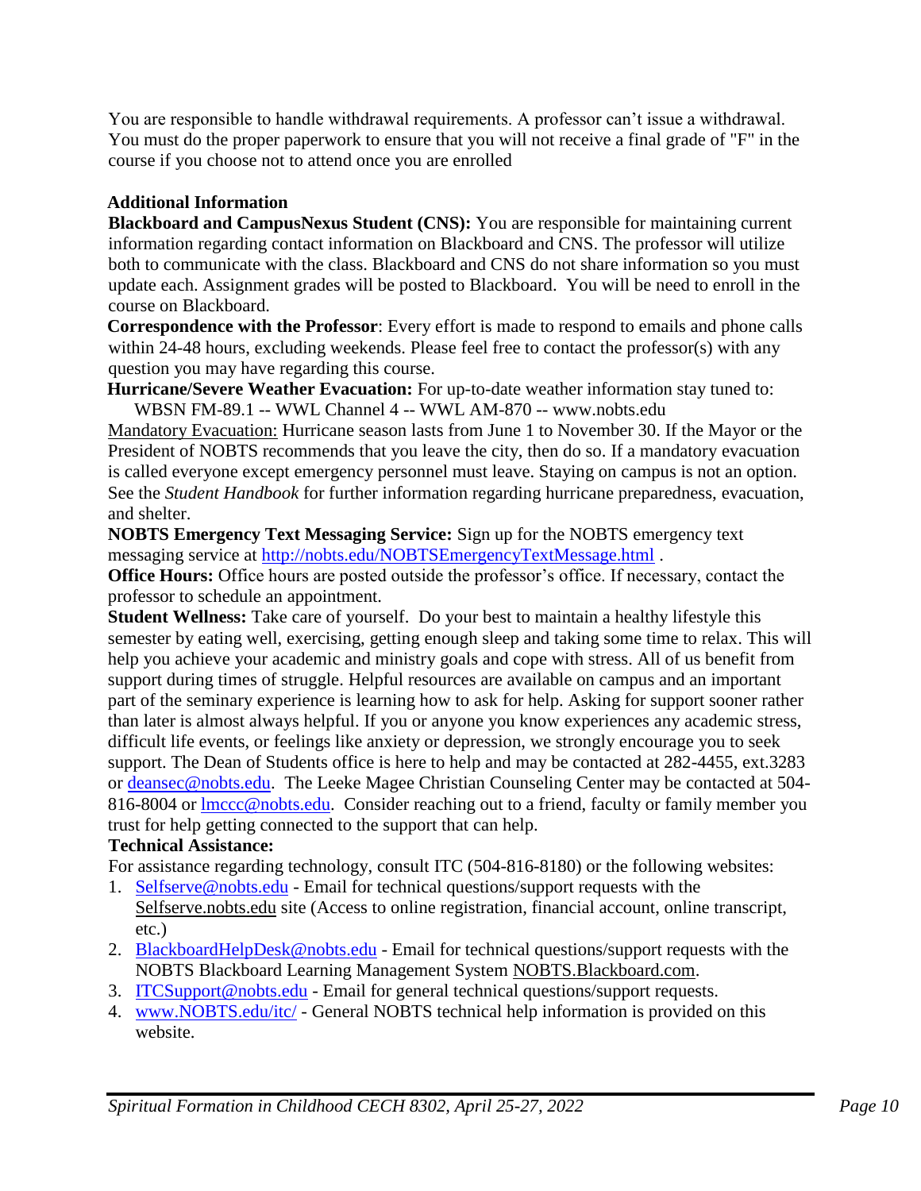You are responsible to handle withdrawal requirements. A professor can't issue a withdrawal. You must do the proper paperwork to ensure that you will not receive a final grade of "F" in the course if you choose not to attend once you are enrolled

### Additional Information

**Blackboard and CampusNexus Student (CNS):** You are responsible for maintaining current information regarding contact information on Blackboard and CNS. The professor will utilize both to communicate with the class. Blackboard and CNS do not share information so you must update each. Assignment grades will be posted to Blackboard. You will be need to enroll in the course on Blackboard.

**Correspondence with the Professor**: Every effort is made to respond to emails and phone calls within 24-48 hours, excluding weekends. Please feel free to contact the professor(s) with any question you may have regarding this course.

**Hurricane/Severe Weather Evacuation:** For up-to-date weather information stay tuned to:
WBSN FM-89.1 -- WWL Channel 4 -- WWL AM-870 -- www.nobts.edu

Mandatory Evacuation: Hurricane season lasts from June 1 to November 30. If the Mayor or the President of NOBTS recommends that you leave the city, then do so. If a mandatory evacuation is called everyone except emergency personnel must leave. Staying on campus is not an option. See the *Student Handbook* for further information regarding hurricane preparedness, evacuation, and shelter.

**NOBTS Emergency Text Messaging Service:** Sign up for the NOBTS emergency text messaging service at http://nobts.edu/NOBTSEmergencyTextMessage.html .

**Office Hours:** Office hours are posted outside the professor's office. If necessary, contact the professor to schedule an appointment.

**Student Wellness:** Take care of yourself. Do your best to maintain a healthy lifestyle this semester by eating well, exercising, getting enough sleep and taking some time to relax. This will help you achieve your academic and ministry goals and cope with stress. All of us benefit from support during times of struggle. Helpful resources are available on campus and an important part of the seminary experience is learning how to ask for help. Asking for support sooner rather than later is almost always helpful. If you or anyone you know experiences any academic stress, difficult life events, or feelings like anxiety or depression, we strongly encourage you to seek support. The Dean of Students office is here to help and may be contacted at 282-4455, ext.3283 or deansec@nobts.edu. The Leeke Magee Christian Counseling Center may be contacted at 504-816-8004 or lmccc@nobts.edu. Consider reaching out to a friend, faculty or family member you trust for help getting connected to the support that can help.

**Technical Assistance:**

For assistance regarding technology, consult ITC (504-816-8180) or the following websites:

1. Selfserve@nobts.edu - Email for technical questions/support requests with the Selfserve.nobts.edu site (Access to online registration, financial account, online transcript, etc.)
2. BlackboardHelpDesk@nobts.edu - Email for technical questions/support requests with the NOBTS Blackboard Learning Management System NOBTS.Blackboard.com.
3. ITCSupport@nobts.edu - Email for general technical questions/support requests.
4. www.NOBTS.edu/itc/ - General NOBTS technical help information is provided on this website.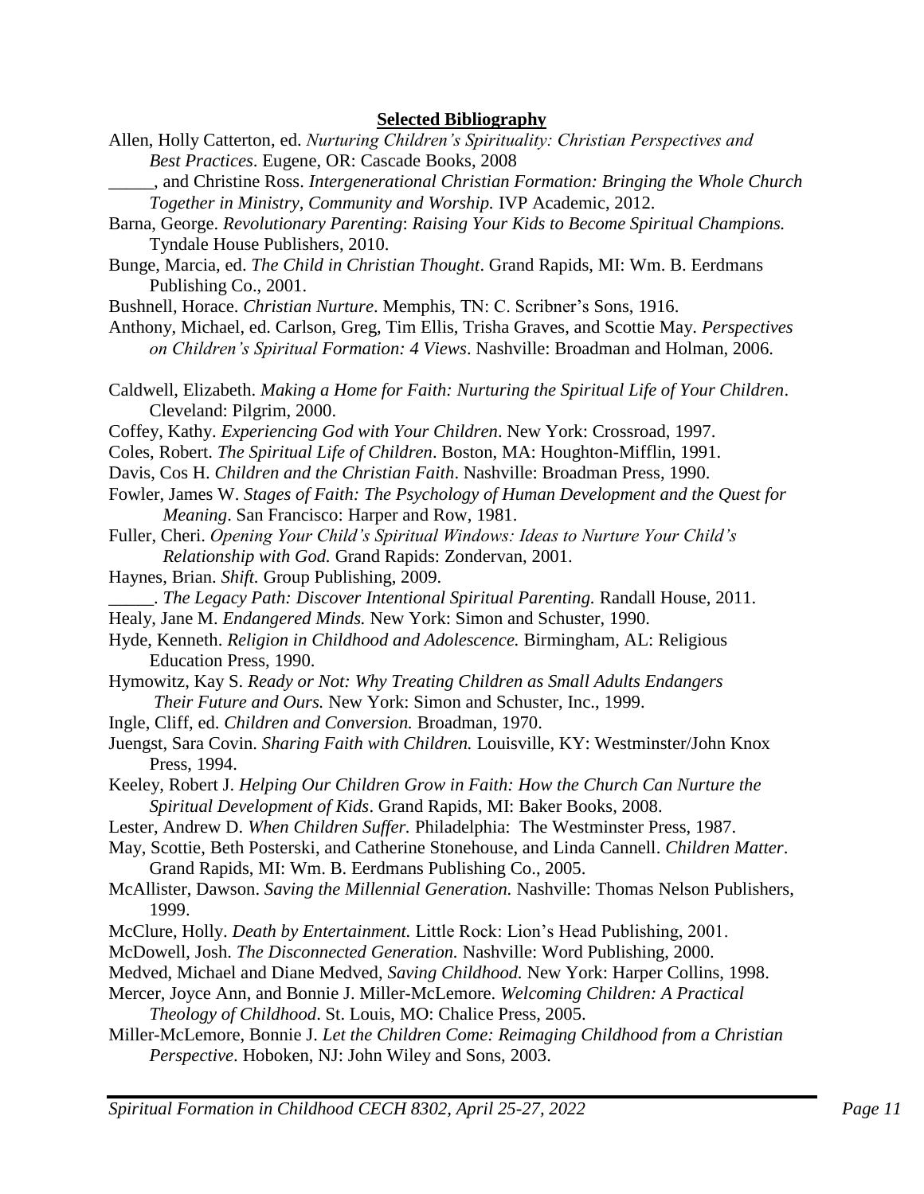**Selected Bibliography**

Allen, Holly Catterton, ed. *Nurturing Children's Spirituality: Christian Perspectives and Best Practices*. Eugene, OR: Cascade Books, 2008

_____, and Christine Ross. *Intergenerational Christian Formation: Bringing the Whole Church Together in Ministry, Community and Worship.* IVP Academic, 2012.

Barna, George. *Revolutionary Parenting*: *Raising Your Kids to Become Spiritual Champions.* Tyndale House Publishers, 2010.

Bunge, Marcia, ed. *The Child in Christian Thought*. Grand Rapids, MI: Wm. B. Eerdmans Publishing Co., 2001.

Bushnell, Horace. *Christian Nurture*. Memphis, TN: C. Scribner's Sons, 1916.

Anthony, Michael, ed. Carlson, Greg, Tim Ellis, Trisha Graves, and Scottie May. *Perspectives on Children's Spiritual Formation: 4 Views*. Nashville: Broadman and Holman, 2006.

Caldwell, Elizabeth. *Making a Home for Faith: Nurturing the Spiritual Life of Your Children*. Cleveland: Pilgrim, 2000.

Coffey, Kathy. *Experiencing God with Your Children*. New York: Crossroad, 1997.

Coles, Robert. *The Spiritual Life of Children*. Boston, MA: Houghton-Mifflin, 1991.

Davis, Cos H. *Children and the Christian Faith*. Nashville: Broadman Press, 1990.

Fowler, James W. *Stages of Faith: The Psychology of Human Development and the Quest for Meaning*. San Francisco: Harper and Row, 1981.

Fuller, Cheri. *Opening Your Child's Spiritual Windows: Ideas to Nurture Your Child's Relationship with God.* Grand Rapids: Zondervan, 2001.

Haynes, Brian. *Shift.* Group Publishing, 2009.

_____. *The Legacy Path: Discover Intentional Spiritual Parenting.* Randall House, 2011.

Healy, Jane M. *Endangered Minds.* New York: Simon and Schuster, 1990.

Hyde, Kenneth. *Religion in Childhood and Adolescence.* Birmingham, AL: Religious Education Press, 1990.

Hymowitz, Kay S. *Ready or Not: Why Treating Children as Small Adults Endangers Their Future and Ours.* New York: Simon and Schuster, Inc., 1999.

Ingle, Cliff, ed. *Children and Conversion.* Broadman, 1970.

Juengst, Sara Covin. *Sharing Faith with Children.* Louisville, KY: Westminster/John Knox Press, 1994.

Keeley, Robert J. *Helping Our Children Grow in Faith: How the Church Can Nurture the Spiritual Development of Kids*. Grand Rapids, MI: Baker Books, 2008.

Lester, Andrew D. *When Children Suffer.* Philadelphia: The Westminster Press, 1987.

May, Scottie, Beth Posterski, and Catherine Stonehouse, and Linda Cannell. *Children Matter*. Grand Rapids, MI: Wm. B. Eerdmans Publishing Co., 2005.

McAllister, Dawson. *Saving the Millennial Generation.* Nashville: Thomas Nelson Publishers, 1999.

McClure, Holly. *Death by Entertainment.* Little Rock: Lion's Head Publishing, 2001.

McDowell, Josh. *The Disconnected Generation.* Nashville: Word Publishing, 2000.

Medved, Michael and Diane Medved, *Saving Childhood.* New York: Harper Collins, 1998.

Mercer, Joyce Ann, and Bonnie J. Miller-McLemore. *Welcoming Children: A Practical Theology of Childhood*. St. Louis, MO: Chalice Press, 2005.

Miller-McLemore, Bonnie J. *Let the Children Come: Reimaging Childhood from a Christian Perspective*. Hoboken, NJ: John Wiley and Sons, 2003.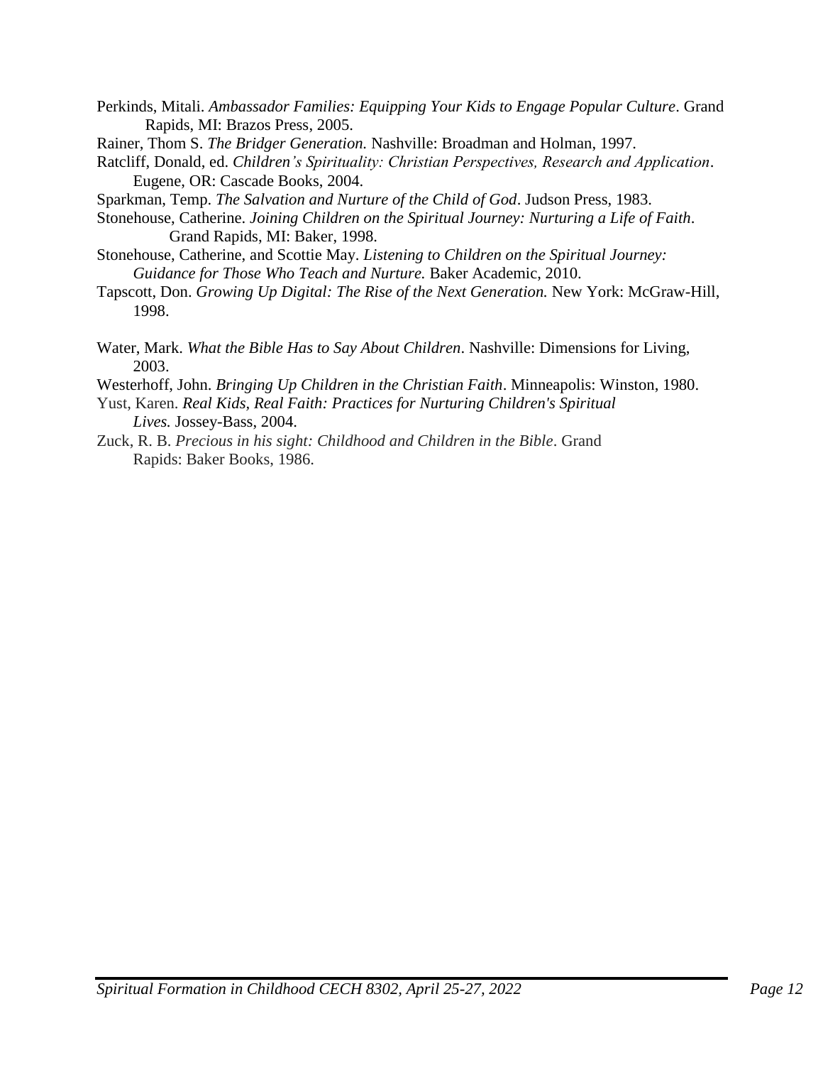Perkinds, Mitali. *Ambassador Families: Equipping Your Kids to Engage Popular Culture*. Grand Rapids, MI: Brazos Press, 2005.

Rainer, Thom S. *The Bridger Generation.* Nashville: Broadman and Holman, 1997.

Ratcliff, Donald, ed. *Children's Spirituality: Christian Perspectives, Research and Application*. Eugene, OR: Cascade Books, 2004.

Sparkman, Temp. *The Salvation and Nurture of the Child of God*. Judson Press, 1983.

Stonehouse, Catherine. *Joining Children on the Spiritual Journey: Nurturing a Life of Faith*. Grand Rapids, MI: Baker, 1998.

Stonehouse, Catherine, and Scottie May. *Listening to Children on the Spiritual Journey: Guidance for Those Who Teach and Nurture.* Baker Academic, 2010.

Tapscott, Don. *Growing Up Digital: The Rise of the Next Generation.* New York: McGraw-Hill, 1998.

Water, Mark. *What the Bible Has to Say About Children*. Nashville: Dimensions for Living, 2003.

Westerhoff, John. *Bringing Up Children in the Christian Faith*. Minneapolis: Winston, 1980.

Yust, Karen. *Real Kids, Real Faith: Practices for Nurturing Children's Spiritual Lives.* Jossey-Bass, 2004.

Zuck, R. B. *Precious in his sight: Childhood and Children in the Bible*. Grand Rapids: Baker Books, 1986.